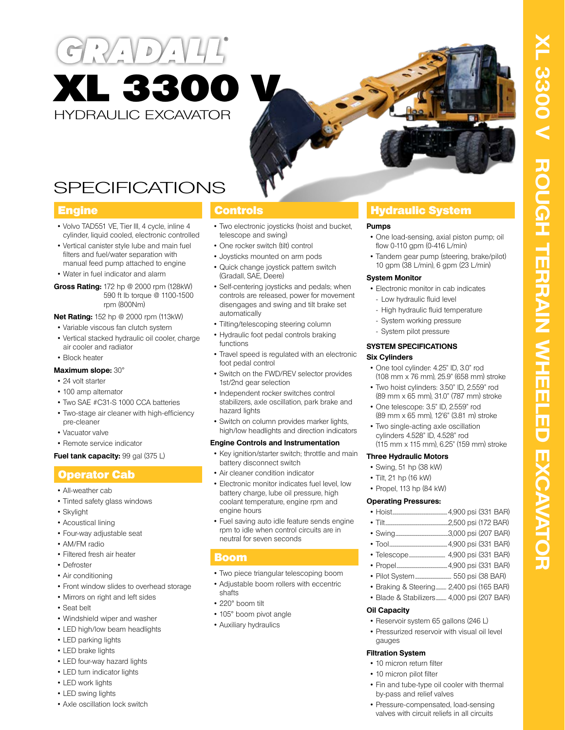# GRADALL®

# XL 3300 V

HYDRAULIC EXCAVATOR

XL 3300 V ROUGH TERRAIN WHEELED EXCAVATOR

## SPECIFICATIONS

### Engine

- Volvo TAD551 VE, Tier III, 4 cycle, inline 4 cylinder, liquid cooled, electronic controlled
- Vertical canister style lube and main fuel filters and fuel/water separation with manual feed pump attached to engine
- Water in fuel indicator and alarm

**Gross Rating:** 172 hp @ 2000 rpm (128kW) 590 ft lb torque @ 1100-1500 rpm (800Nm)

**Net Rating:** 152 hp @ 2000 rpm (113kW)

- Variable viscous fan clutch system
- Vertical stacked hydraulic oil cooler, charge air cooler and radiator
- Block heater

**Maximum slope:** 30°

- 24 volt starter
- 100 amp alternator
- Two SAE #C31-S 1000 CCA batteries
- Two-stage air cleaner with high-efficiency pre-cleaner
- Vacuator valve
- Remote service indicator

**Fuel tank capacity:** 99 gal (375 L)

### Operator Cab

- All-weather cab
- Tinted safety glass windows
- Skylight
- Acoustical lining
- Four-way adjustable seat
- AM/FM radio
- Filtered fresh air heater
- Defroster
- Air conditioning
- Front window slides to overhead storage
- Mirrors on right and left sides
- Seat belt
- Windshield wiper and washer
- LED high/low beam headlights
- LED parking lights
- LED brake lights
- LED four-way hazard lights
- LED turn indicator lights
- LED work lights
- LED swing lights
- Axle oscillation lock switch

### Controls

- Two electronic joysticks (hoist and bucket, telescope and swing)
- One rocker switch (tilt) control
- Joysticks mounted on arm pods
- Quick change joystick pattern switch (Gradall, SAE, Deere)
- Self-centering joysticks and pedals; when controls are released, power for movement disengages and swing and tilt brake set automatically
- Tilting/telescoping steering column
- Hydraulic foot pedal controls braking functions
- Travel speed is regulated with an electronic foot pedal control
- Switch on the FWD/REV selector provides 1st/2nd gear selection
- Independent rocker switches control stabilizers, axle oscillation, park brake and hazard lights
- Switch on column provides marker lights, high/low headlights and direction indicators

**Engine Controls and Instrumentation**

- Key ignition/starter switch; throttle and main battery disconnect switch
- Air cleaner condition indicator
- Electronic monitor indicates fuel level, low battery charge, lube oil pressure, high coolant temperature, engine rpm and engine hours
- Fuel saving auto idle feature sends engine rpm to idle when control circuits are in neutral for seven seconds

### Boom

- Two piece triangular telescoping boom
- Adjustable boom rollers with eccentric shafts
- 220° boom tilt
- 105° boom pivot angle
- Auxiliary hydraulics

### Hydraulic System

**Pumps**

- One load-sensing, axial piston pump; oil flow 0-110 gpm (0-416 L/min)
- Tandem gear pump (steering, brake/pilot) 10 gpm (38 L/min), 6 gpm (23 L/min)

**System Monitor**

- Electronic monitor in cab indicates
  - Low hydraulic fluid level
  - High hydraulic fluid temperature
  - System working pressure
  - System pilot pressure

**SYSTEM SPECIFICATIONS**

**Six Cylinders**

- One tool cylinder: 4.25" ID, 3.0" rod (108 mm x 76 mm), 25.9" (658 mm) stroke
- Two hoist cylinders: 3.50" ID, 2.559" rod (89 mm x 65 mm), 31.0" (787 mm) stroke
- One telescope: 3.5" ID, 2.559" rod (89 mm x 65 mm), 12'6" (3.81 m) stroke
- Two single-acting axle oscillation cylinders 4.528" ID, 4.528" rod (115 mm x 115 mm), 6.25" (159 mm) stroke

**Three Hydraulic Motors**

- Swing, 51 hp (38 kW)
- Tilt, 21 hp (16 kW)
- Propel, 113 hp (84 kW)

**Operating Pressures:**

- Hoist ........ 4,900 psi (331 BAR)
- Tilt ........ 2,500 psi (172 BAR)
- Swing ........ 3,000 psi (207 BAR)
- Tool ........ 4,900 psi (331 BAR)
- Telescope ........ 4,900 psi (331 BAR)
- Propel ........ 4,900 psi (331 BAR)
- Pilot System ........ 550 psi (38 BAR)
- Braking & Steering ........ 2,400 psi (165 BAR)
- Blade & Stabilizers ........ 4,000 psi (207 BAR)

**Oil Capacity**

- Reservoir system 65 gallons (246 L)
- Pressurized reservoir with visual oil level gauges

**Filtration System**

- 10 micron return filter
- 10 micron pilot filter
- Fin and tube-type oil cooler with thermal by-pass and relief valves
- Pressure-compensated, load-sensing valves with circuit reliefs in all circuits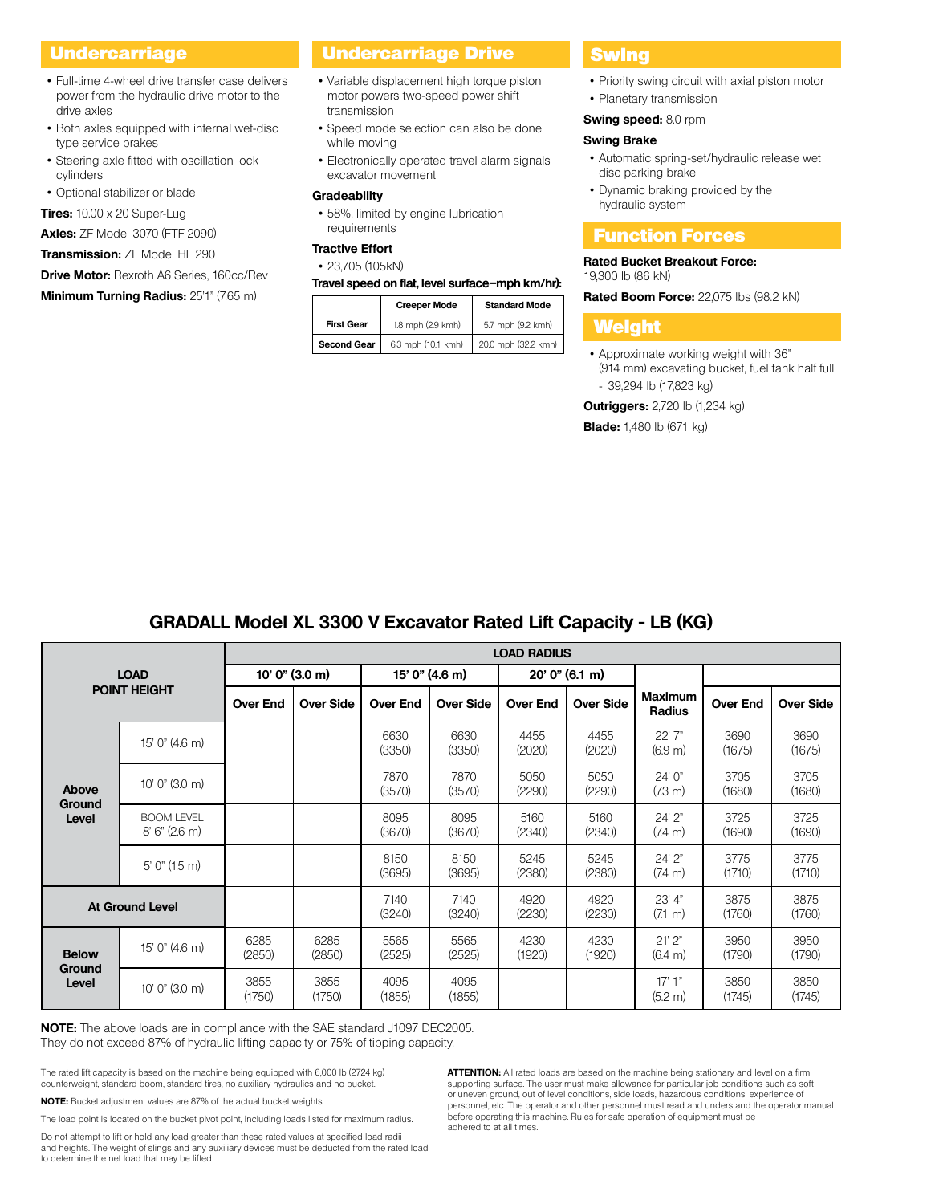## Undercarriage

- Full-time 4-wheel drive transfer case delivers power from the hydraulic drive motor to the drive axles
- Both axles equipped with internal wet-disc type service brakes
- Steering axle fitted with oscillation lock cylinders
- Optional stabilizer or blade

**Tires:** 10.00 x 20 Super-Lug

**Axles:** ZF Model 3070 (FTF 2090)

**Transmission:** ZF Model HL 290

**Drive Motor:** Rexroth A6 Series, 160cc/Rev

**Minimum Turning Radius:** 25'1" (7.65 m)

## Undercarriage Drive

- Variable displacement high torque piston motor powers two-speed power shift transmission
- Speed mode selection can also be done while moving
- Electronically operated travel alarm signals excavator movement

**Gradeability**

- 58%, limited by engine lubrication requirements

**Tractive Effort**

- 23,705 (105kN)

**Travel speed on flat, level surface–mph km/hr):**

| | Creeper Mode | Standard Mode |
|---|---|---|
| First Gear | 1.8 mph (2.9 kmh) | 5.7 mph (9.2 kmh) |
| Second Gear | 6.3 mph (10.1 kmh) | 20.0 mph (32.2 kmh) |

## Swing

- Priority swing circuit with axial piston motor
- Planetary transmission

**Swing speed:** 8.0 rpm

**Swing Brake**

- Automatic spring-set/hydraulic release wet disc parking brake
- Dynamic braking provided by the hydraulic system

## Function Forces

**Rated Bucket Breakout Force:**
19,300 lb (86 kN)

**Rated Boom Force:** 22,075 lbs (98.2 kN)

## Weight

- Approximate working weight with 36" (914 mm) excavating bucket, fuel tank half full
  - 39,294 lb (17,823 kg)

**Outriggers:** 2,720 lb (1,234 kg)

**Blade:** 1,480 lb (671 kg)

## GRADALL Model XL 3300 V Excavator Rated Lift Capacity - LB (KG)

| LOAD POINT HEIGHT | | LOAD RADIUS | | | | | | | | |
|---|---|---|---|---|---|---|---|---|---|---|
| | | 10' 0" (3.0 m) | | 15' 0" (4.6 m) | | 20' 0" (6.1 m) | | | | |
| | | Over End | Over Side | Over End | Over Side | Over End | Over Side | Maximum Radius | Over End | Over Side |
| Above Ground Level | 15' 0" (4.6 m) | | | 6630 (3350) | 6630 (3350) | 4455 (2020) | 4455 (2020) | 22' 7" (6.9 m) | 3690 (1675) | 3690 (1675) |
| | 10' 0" (3.0 m) | | | 7870 (3570) | 7870 (3570) | 5050 (2290) | 5050 (2290) | 24' 0" (7.3 m) | 3705 (1680) | 3705 (1680) |
| | BOOM LEVEL 8' 6" (2.6 m) | | | 8095 (3670) | 8095 (3670) | 5160 (2340) | 5160 (2340) | 24' 2" (7.4 m) | 3725 (1690) | 3725 (1690) |
| | 5' 0" (1.5 m) | | | 8150 (3695) | 8150 (3695) | 5245 (2380) | 5245 (2380) | 24' 2" (7.4 m) | 3775 (1710) | 3775 (1710) |
| At Ground Level | | | | 7140 (3240) | 7140 (3240) | 4920 (2230) | 4920 (2230) | 23' 4" (7.1 m) | 3875 (1760) | 3875 (1760) |
| Below Ground Level | 15' 0" (4.6 m) | 6285 (2850) | 6285 (2850) | 5565 (2525) | 5565 (2525) | 4230 (1920) | 4230 (1920) | 21' 2" (6.4 m) | 3950 (1790) | 3950 (1790) |
| | 10' 0" (3.0 m) | 3855 (1750) | 3855 (1750) | 4095 (1855) | 4095 (1855) | | | 17' 1" (5.2 m) | 3850 (1745) | 3850 (1745) |

**NOTE:** The above loads are in compliance with the SAE standard J1097 DEC2005. They do not exceed 87% of hydraulic lifting capacity or 75% of tipping capacity.

The rated lift capacity is based on the machine being equipped with 6,000 lb (2724 kg) counterweight, standard boom, standard tires, no auxiliary hydraulics and no bucket.

**NOTE:** Bucket adjustment values are 87% of the actual bucket weights.

The load point is located on the bucket pivot point, including loads listed for maximum radius.

Do not attempt to lift or hold any load greater than these rated values at specified load radii and heights. The weight of slings and any auxiliary devices must be deducted from the rated load to determine the net load that may be lifted.

**ATTENTION:** All rated loads are based on the machine being stationary and level on a firm supporting surface. The user must make allowance for particular job conditions such as soft or uneven ground, out of level conditions, side loads, hazardous conditions, experience of personnel, etc. The operator and other personnel must read and understand the operator manual before operating this machine. Rules for safe operation of equipment must be adhered to at all times.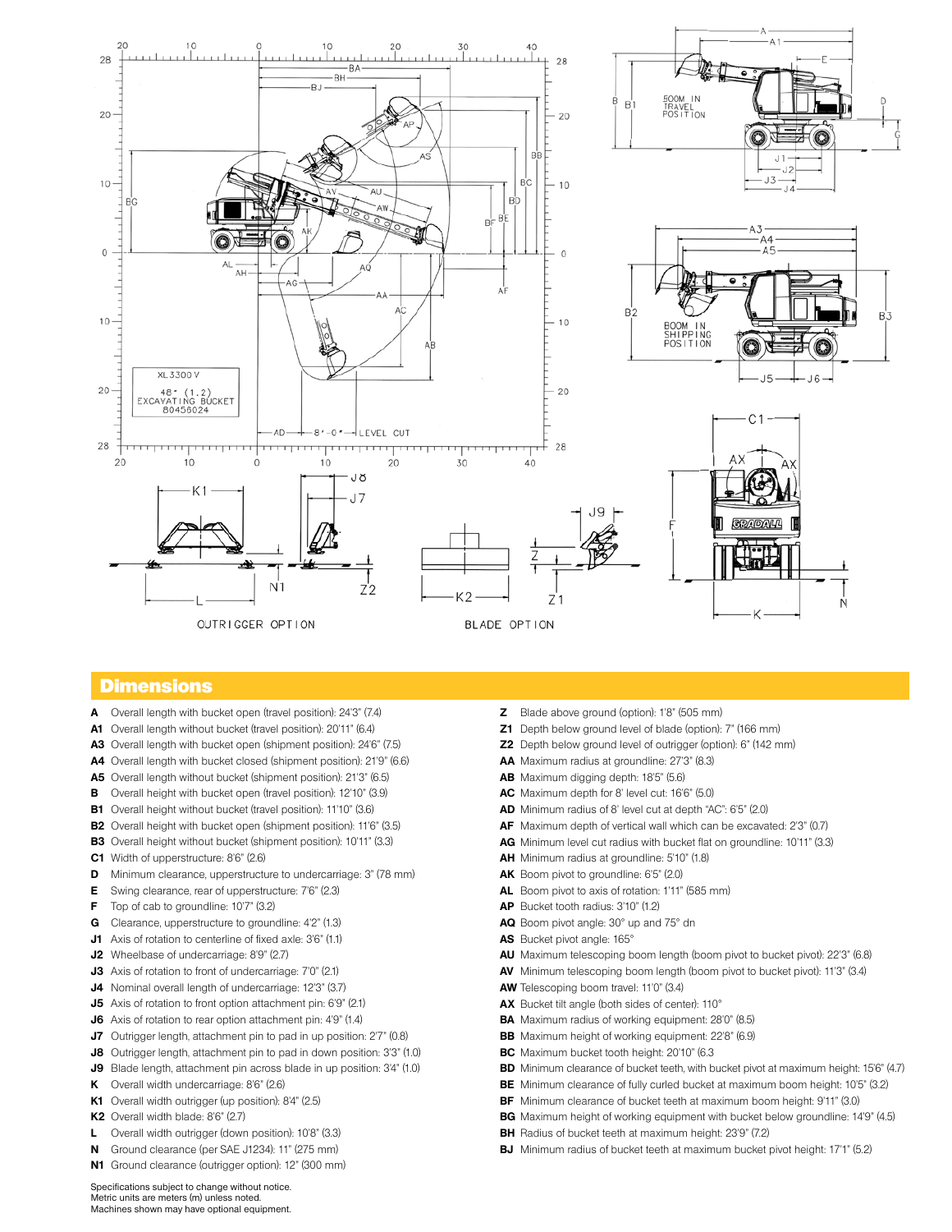## Dimensions

**A** Overall length with bucket open (travel position): 24'3" (7.4)
**A1** Overall length without bucket (travel position): 20'11" (6.4)
**A3** Overall length with bucket open (shipment position): 24'6" (7.5)
**A4** Overall length with bucket closed (shipment position): 21'9" (6.6)
**A5** Overall length without bucket (shipment position): 21'3" (6.5)
**B** Overall height with bucket open (travel position): 12'10" (3.9)
**B1** Overall height without bucket (travel position): 11'10" (3.6)
**B2** Overall height with bucket open (shipment position): 11'6" (3.5)
**B3** Overall height without bucket (shipment position): 10'11" (3.3)
**C1** Width of upperstructure: 8'6" (2.6)
**D** Minimum clearance, upperstructure to undercarriage: 3" (78 mm)
**E** Swing clearance, rear of upperstructure: 7'6" (2.3)
**F** Top of cab to groundline: 10'7" (3.2)
**G** Clearance, upperstructure to groundline: 4'2" (1.3)
**J1** Axis of rotation to centerline of fixed axle: 3'6" (1.1)
**J2** Wheelbase of undercarriage: 8'9" (2.7)
**J3** Axis of rotation to front of undercarriage: 7'0" (2.1)
**J4** Nominal overall length of undercarriage: 12'3" (3.7)
**J5** Axis of rotation to front option attachment pin: 6'9" (2.1)
**J6** Axis of rotation to rear option attachment pin: 4'9" (1.4)
**J7** Outrigger length, attachment pin to pad in up position: 2'7" (0.8)
**J8** Outrigger length, attachment pin to pad in down position: 3'3" (1.0)
**J9** Blade length, attachment pin across blade in up position: 3'4" (1.0)
**K** Overall width undercarriage: 8'6" (2.6)
**K1** Overall width outrigger (up position): 8'4" (2.5)
**K2** Overall width blade: 8'6" (2.7)
**L** Overall width outrigger (down position): 10'8" (3.3)
**N** Ground clearance (per SAE J1234): 11" (275 mm)
**N1** Ground clearance (outrigger option): 12" (300 mm)

**Z** Blade above ground (option): 1'8" (505 mm)
**Z1** Depth below ground level of blade (option): 7" (166 mm)
**Z2** Depth below ground level of outrigger (option): 6" (142 mm)
**AA** Maximum radius at groundline: 27'3" (8.3)
**AB** Maximum digging depth: 18'5" (5.6)
**AC** Maximum depth for 8' level cut: 16'6" (5.0)
**AD** Minimum radius of 8' level cut at depth "AC": 6'5" (2.0)
**AF** Maximum depth of vertical wall which can be excavated: 2'3" (0.7)
**AG** Minimum level cut radius with bucket flat on groundline: 10'11" (3.3)
**AH** Minimum radius at groundline: 5'10" (1.8)
**AK** Boom pivot to groundline: 6'5" (2.0)
**AL** Boom pivot to axis of rotation: 1'11" (585 mm)
**AP** Bucket tooth radius: 3'10" (1.2)
**AQ** Boom pivot angle: 30° up and 75° dn
**AS** Bucket pivot angle: 165°
**AU** Maximum telescoping boom length (boom pivot to bucket pivot): 22'3" (6.8)
**AV** Minimum telescoping boom length (boom pivot to bucket pivot): 11'3" (3.4)
**AW** Telescoping boom travel: 11'0" (3.4)
**AX** Bucket tilt angle (both sides of center): 110°
**BA** Maximum radius of working equipment: 28'0" (8.5)
**BB** Maximum height of working equipment: 22'8" (6.9)
**BC** Maximum bucket tooth height: 20'10" (6.3
**BD** Minimum clearance of bucket teeth, with bucket pivot at maximum height: 15'6" (4.7)
**BE** Minimum clearance of fully curled bucket at maximum boom height: 10'5" (3.2)
**BF** Minimum clearance of bucket teeth at maximum boom height: 9'11" (3.0)
**BG** Maximum height of working equipment with bucket below groundline: 14'9" (4.5)
**BH** Radius of bucket teeth at maximum height: 23'9" (7.2)
**BJ** Minimum radius of bucket teeth at maximum bucket pivot height: 17'1" (5.2)

Specifications subject to change without notice.
Metric units are meters (m) unless noted.
Machines shown may have optional equipment.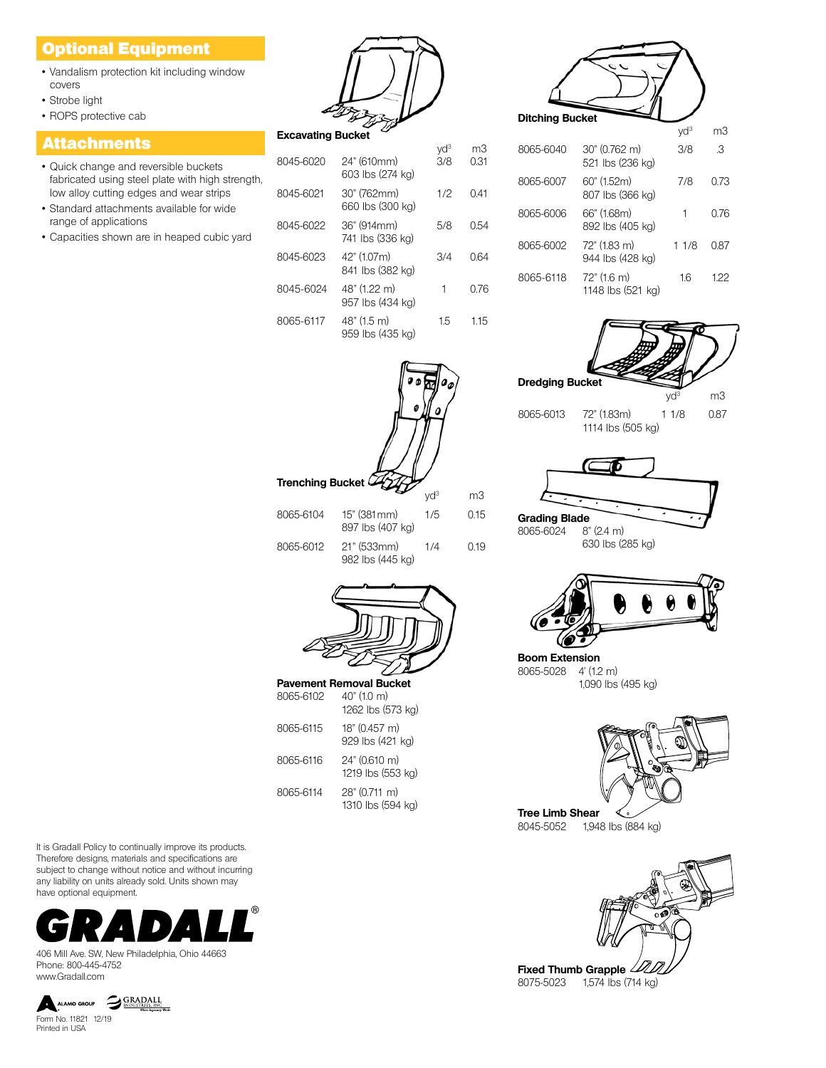## Optional Equipment

- Vandalism protection kit including window covers
- Strobe light
- ROPS protective cab

## Attachments

- Quick change and reversible buckets fabricated using steel plate with high strength, low alloy cutting edges and wear strips
- Standard attachments available for wide range of applications
- Capacities shown are in heaped cubic yard

### Excavating Bucket

| | | $yd^3$ | m3 |
|---|---|---|---|
| 8045-6020 | 24" (610mm) 603 lbs (274 kg) | 3/8 | 0.31 |
| 8045-6021 | 30" (762mm) 660 lbs (300 kg) | 1/2 | 0.41 |
| 8045-6022 | 36" (914mm) 741 lbs (336 kg) | 5/8 | 0.54 |
| 8045-6023 | 42" (1.07m) 841 lbs (382 kg) | 3/4 | 0.64 |
| 8045-6024 | 48" (1.22 m) 957 lbs (434 kg) | 1 | 0.76 |
| 8065-6117 | 48" (1.5 m) 959 lbs (435 kg) | 1.5 | 1.15 |

### Trenching Bucket

| | | $yd^3$ | m3 |
|---|---|---|---|
| 8065-6104 | 15" (381mm) 897 lbs (407 kg) | 1/5 | 0.15 |
| 8065-6012 | 21" (533mm) 982 lbs (445 kg) | 1/4 | 0.19 |

### Pavement Removal Bucket

| | |
|---|---|
| 8065-6102 | 40" (1.0 m) 1262 lbs (573 kg) |
| 8065-6115 | 18" (0.457 m) 929 lbs (421 kg) |
| 8065-6116 | 24" (0.610 m) 1219 lbs (553 kg) |
| 8065-6114 | 28" (0.711 m) 1310 lbs (594 kg) |

### Ditching Bucket

| | | $yd^3$ | m3 |
|---|---|---|---|
| 8065-6040 | 30" (0.762 m) 521 lbs (236 kg) | 3/8 | .3 |
| 8065-6007 | 60" (1.52m) 807 lbs (366 kg) | 7/8 | 0.73 |
| 8065-6006 | 66" (1.68m) 892 lbs (405 kg) | 1 | 0.76 |
| 8065-6002 | 72" (1.83 m) 944 lbs (428 kg) | 1 1/8 | 0.87 |
| 8065-6118 | 72" (1.6 m) 1148 lbs (521 kg) | 1.6 | 1.22 |

### Dredging Bucket

| | | $yd^3$ | m3 |
|---|---|---|---|
| 8065-6013 | 72" (1.83m) 1114 lbs (505 kg) | 1 1/8 | 0.87 |

### Grading Blade

8065-6024 8' (2.4 m) 630 lbs (285 kg)

### Boom Extension

8065-5028 4' (1.2 m) 1,090 lbs (495 kg)

### Tree Limb Shear

8045-5052 1,948 lbs (884 kg)

### Fixed Thumb Grapple

8075-5023 1,574 lbs (714 kg)

It is Gradall Policy to continually improve its products. Therefore designs, materials and specifications are subject to change without notice and without incurring any liability on units already sold. Units shown may have optional equipment.

GRADALL®

406 Mill Ave. SW, New Philadelphia, Ohio 44663
Phone: 800-445-4752
www.Gradall.com

ALAMO GROUP GRADALL INDUSTRIES, INC.

Form No. 11821 12/19
Printed in USA